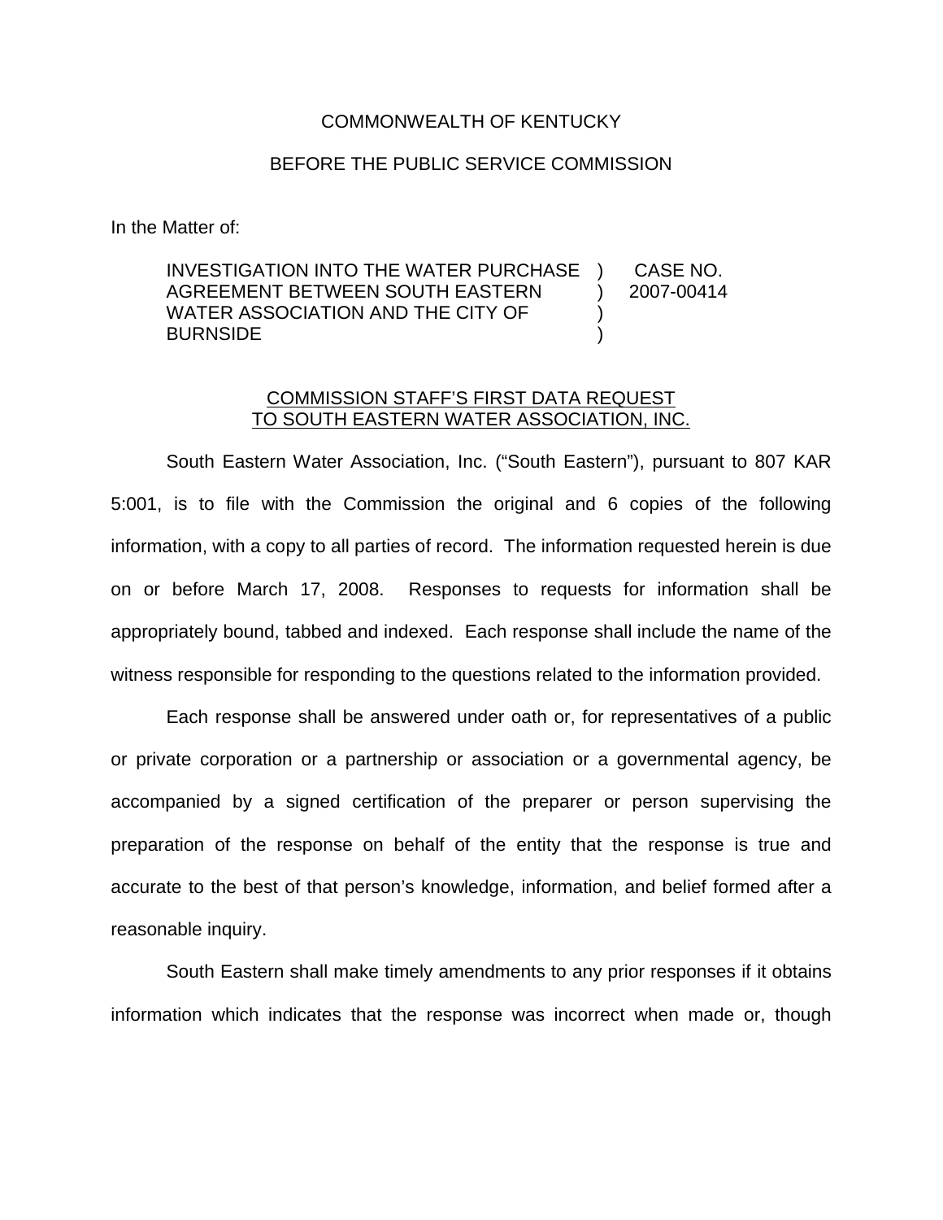COMMONWEALTH OF KENTUCKY

BEFORE THE PUBLIC SERVICE COMMISSION

In the Matter of:

| | | |
|---|---|---|
| INVESTIGATION INTO THE WATER PURCHASE AGREEMENT BETWEEN SOUTH EASTERN WATER ASSOCIATION AND THE CITY OF BURNSIDE | ) ) ) ) | CASE NO. 2007-00414 |

COMMISSION STAFF'S FIRST DATA REQUEST TO SOUTH EASTERN WATER ASSOCIATION, INC.

South Eastern Water Association, Inc. ("South Eastern"), pursuant to 807 KAR 5:001, is to file with the Commission the original and 6 copies of the following information, with a copy to all parties of record. The information requested herein is due on or before March 17, 2008. Responses to requests for information shall be appropriately bound, tabbed and indexed. Each response shall include the name of the witness responsible for responding to the questions related to the information provided.

Each response shall be answered under oath or, for representatives of a public or private corporation or a partnership or association or a governmental agency, be accompanied by a signed certification of the preparer or person supervising the preparation of the response on behalf of the entity that the response is true and accurate to the best of that person's knowledge, information, and belief formed after a reasonable inquiry.

South Eastern shall make timely amendments to any prior responses if it obtains information which indicates that the response was incorrect when made or, though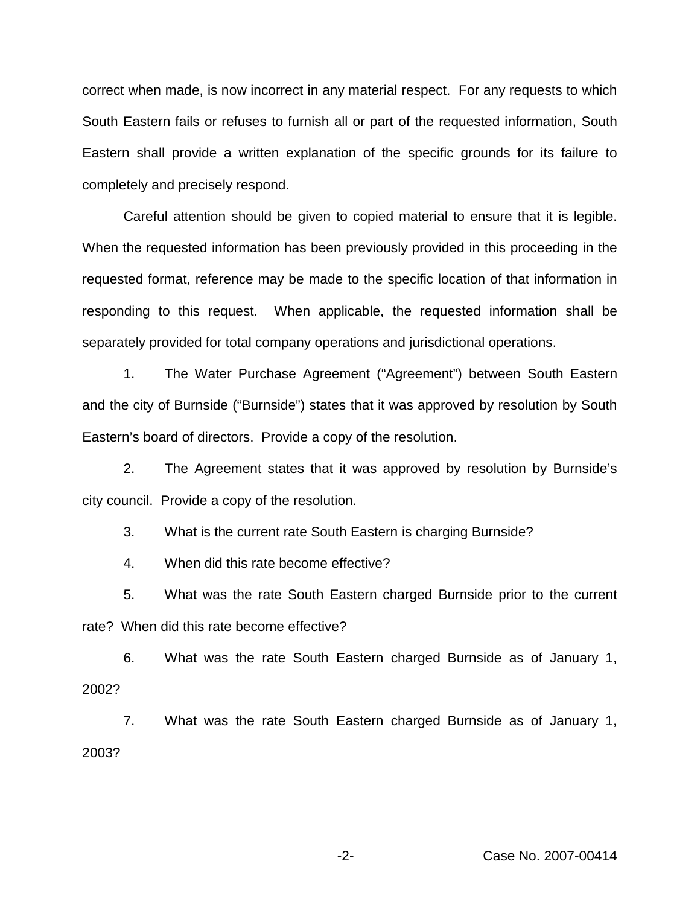correct when made, is now incorrect in any material respect. For any requests to which South Eastern fails or refuses to furnish all or part of the requested information, South Eastern shall provide a written explanation of the specific grounds for its failure to completely and precisely respond.

Careful attention should be given to copied material to ensure that it is legible. When the requested information has been previously provided in this proceeding in the requested format, reference may be made to the specific location of that information in responding to this request. When applicable, the requested information shall be separately provided for total company operations and jurisdictional operations.

1. The Water Purchase Agreement ("Agreement") between South Eastern and the city of Burnside ("Burnside") states that it was approved by resolution by South Eastern's board of directors. Provide a copy of the resolution.

2. The Agreement states that it was approved by resolution by Burnside's city council. Provide a copy of the resolution.

3. What is the current rate South Eastern is charging Burnside?

4. When did this rate become effective?

5. What was the rate South Eastern charged Burnside prior to the current rate? When did this rate become effective?

6. What was the rate South Eastern charged Burnside as of January 1, 2002?

7. What was the rate South Eastern charged Burnside as of January 1, 2003?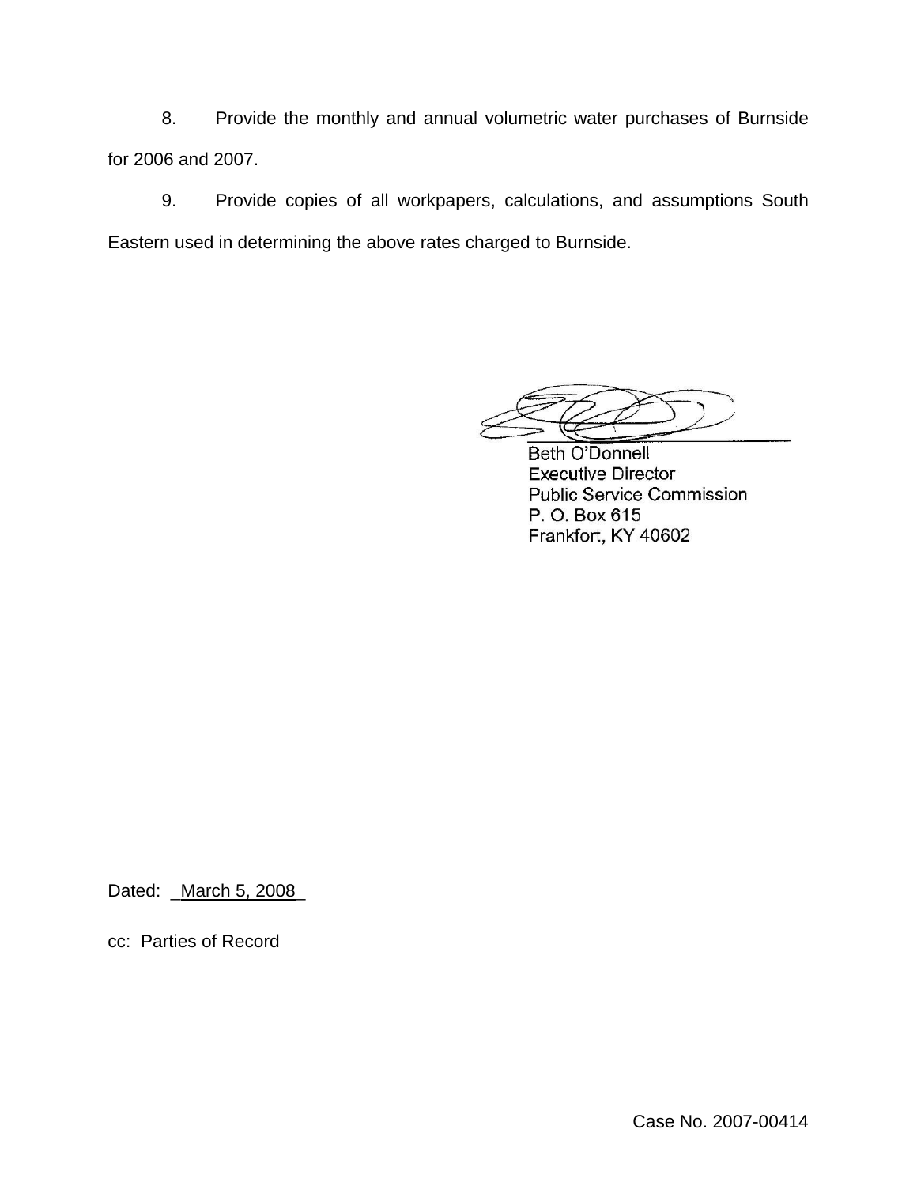8. Provide the monthly and annual volumetric water purchases of Burnside for 2006 and 2007.

9. Provide copies of all workpapers, calculations, and assumptions South Eastern used in determining the above rates charged to Burnside.

Beth O'Donnell
Executive Director
Public Service Commission
P. O. Box 615
Frankfort, KY 40602

Dated: March 5, 2008

cc: Parties of Record

Case No. 2007-00414